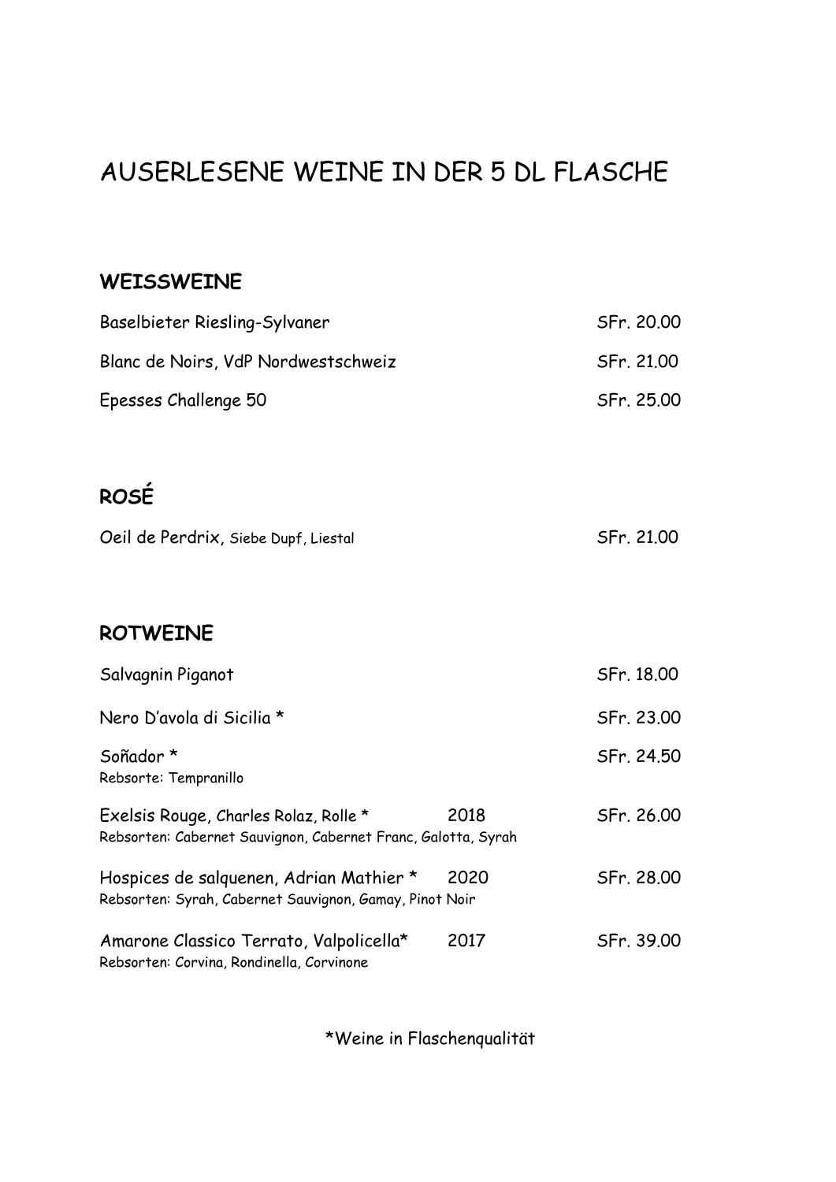# AUSERLESENE WEINE IN DER 5 DL FLASCHE

## WEISSWEINE

| | |
|---|---|
| Baselbieter Riesling-Sylvaner | SFr. 20.00 |
| Blanc de Noirs, VdP Nordwestschweiz | SFr. 21.00 |
| Epesses Challenge 50 | SFr. 25.00 |

## ROSÉ

| | |
|---|---|
| Oeil de Perdrix, Siebe Dupf, Liestal | SFr. 21.00 |

## ROTWEINE

| | | |
|---|---|---|
| Salvagnin Piganot | | SFr. 18.00 |
| Nero D'avola di Sicilia * | | SFr. 23.00 |
| Soñador *<br>Rebsorte: Tempranillo | | SFr. 24.50 |
| Exelsis Rouge, Charles Rolaz, Rolle *<br>Rebsorten: Cabernet Sauvignon, Cabernet Franc, Galotta, Syrah | 2018 | SFr. 26.00 |
| Hospices de salquenen, Adrian Mathier *<br>Rebsorten: Syrah, Cabernet Sauvignon, Gamay, Pinot Noir | 2020 | SFr. 28.00 |
| Amarone Classico Terrato, Valpolicella*<br>Rebsorten: Corvina, Rondinella, Corvinone | 2017 | SFr. 39.00 |

*Weine in Flaschenqualität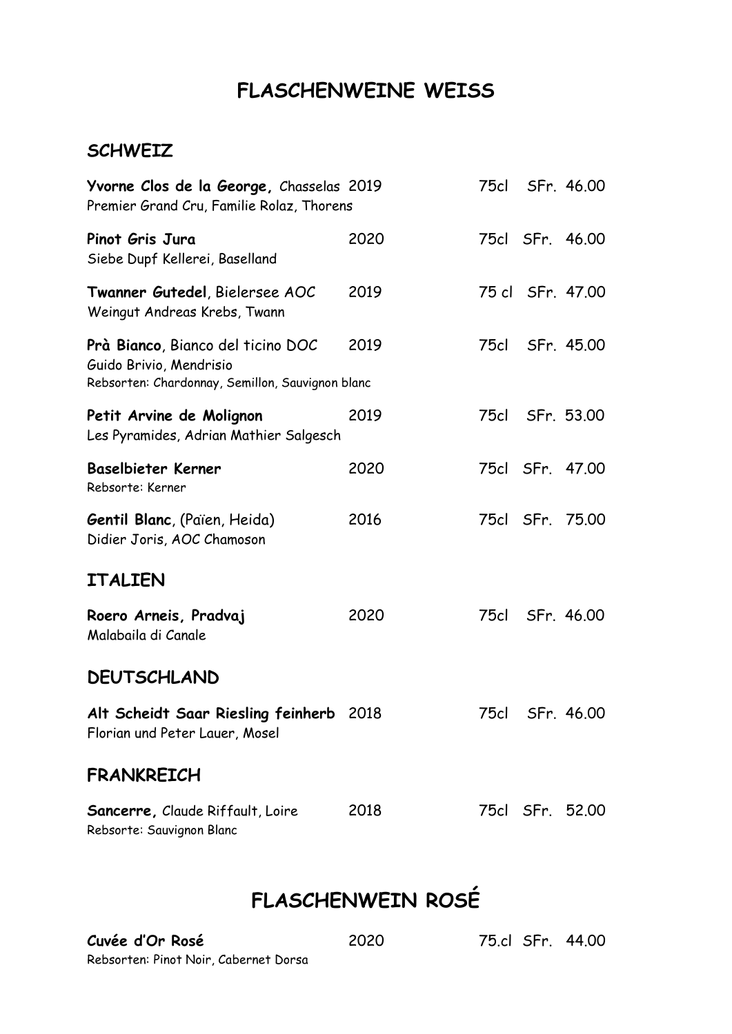# FLASCHENWEINE WEISS

## SCHWEIZ

**Yvorne Clos de la George,** Chasselas 2019 75cl SFr. 46.00
Premier Grand Cru, Familie Rolaz, Thorens

**Pinot Gris Jura** 2020 75cl SFr. 46.00
Siebe Dupf Kellerei, Baselland

**Twanner Gutedel**, Bielersee AOC 2019 75 cl SFr. 47.00
Weingut Andreas Krebs, Twann

**Prà Bianco**, Bianco del ticino DOC 2019 75cl SFr. 45.00
Guido Brivio, Mendrisio
Rebsorten: Chardonnay, Semillon, Sauvignon blanc

**Petit Arvine de Molignon** 2019 75cl SFr. 53.00
Les Pyramides, Adrian Mathier Salgesch

**Baselbieter Kerner** 2020 75cl SFr. 47.00
Rebsorte: Kerner

**Gentil Blanc**, (Païen, Heida) 2016 75cl SFr. 75.00
Didier Joris, AOC Chamoson

## ITALIEN

**Roero Arneis, Pradvaj** 2020 75cl SFr. 46.00
Malabaila di Canale

## DEUTSCHLAND

**Alt Scheidt Saar Riesling feinherb** 2018 75cl SFr. 46.00
Florian und Peter Lauer, Mosel

## FRANKREICH

**Sancerre,** Claude Riffault, Loire 2018 75cl SFr. 52.00
Rebsorte: Sauvignon Blanc

# FLASCHENWEIN ROSÉ

**Cuvée d'Or Rosé** 2020 75.cl SFr. 44.00
Rebsorten: Pinot Noir, Cabernet Dorsa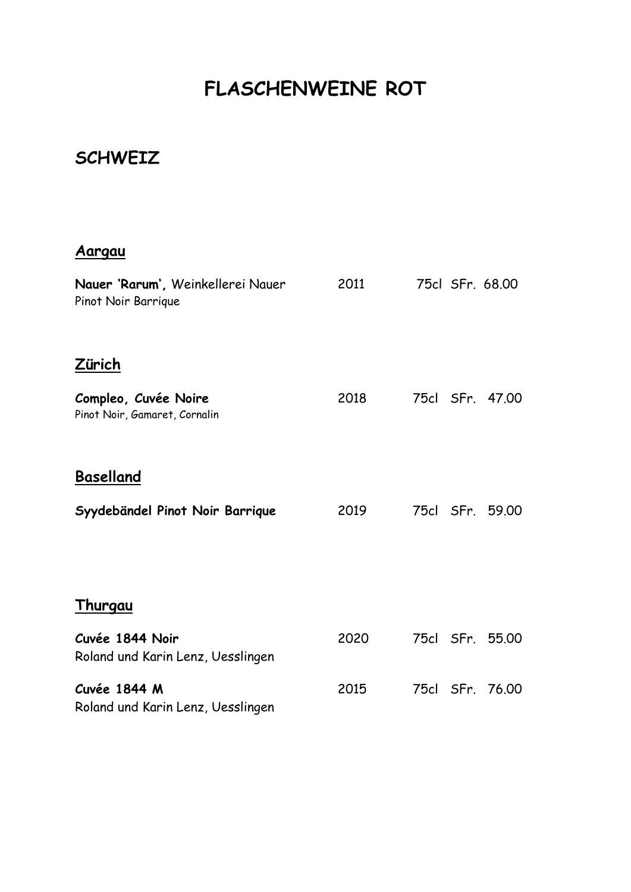# FLASCHENWEINE ROT

## SCHWEIZ

### Aargau

**Nauer 'Rarum',** Weinkellerei Nauer 2011 75cl SFr. 68.00
Pinot Noir Barrique

### Zürich

**Compleo, Cuvée Noire** 2018 75cl SFr. 47.00
Pinot Noir, Gamaret, Cornalin

### Baselland

**Syydebändel Pinot Noir Barrique** 2019 75cl SFr. 59.00

### Thurgau

**Cuvée 1844 Noir** 2020 75cl SFr. 55.00
Roland und Karin Lenz, Uesslingen

**Cuvée 1844 M** 2015 75cl SFr. 76.00
Roland und Karin Lenz, Uesslingen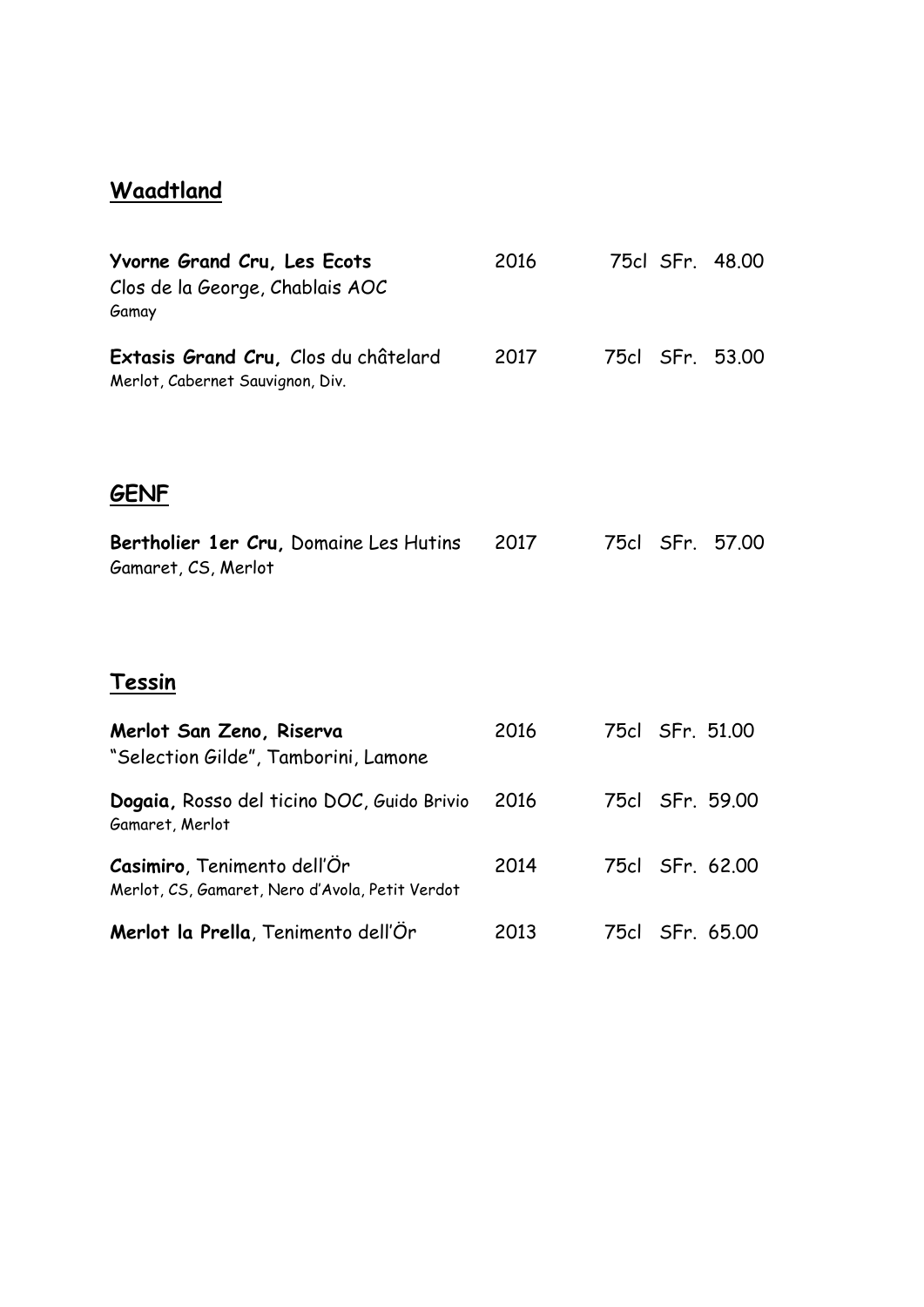## Waadtland

| | | | | |
|---|---|---|---|---|
| **Yvorne Grand Cru, Les Ecots**<br>Clos de la George, Chablais AOC<br>Gamay | 2016 | 75cl | SFr. | 48.00 |
| **Extasis Grand Cru,** Clos du châtelard<br>Merlot, Cabernet Sauvignon, Div. | 2017 | 75cl | SFr. | 53.00 |

## GENF

| | | | | |
|---|---|---|---|---|
| **Bertholier 1er Cru,** Domaine Les Hutins<br>Gamaret, CS, Merlot | 2017 | 75cl | SFr. | 57.00 |

## Tessin

| | | | | |
|---|---|---|---|---|
| **Merlot San Zeno, Riserva**<br>"Selection Gilde", Tamborini, Lamone | 2016 | 75cl | SFr. | 51.00 |
| **Dogaia,** Rosso del ticino DOC, Guido Brivio<br>Gamaret, Merlot | 2016 | 75cl | SFr. | 59.00 |
| **Casimiro**, Tenimento dell'Ör<br>Merlot, CS, Gamaret, Nero d'Avola, Petit Verdot | 2014 | 75cl | SFr. | 62.00 |
| **Merlot la Prella**, Tenimento dell'Ör | 2013 | 75cl | SFr. | 65.00 |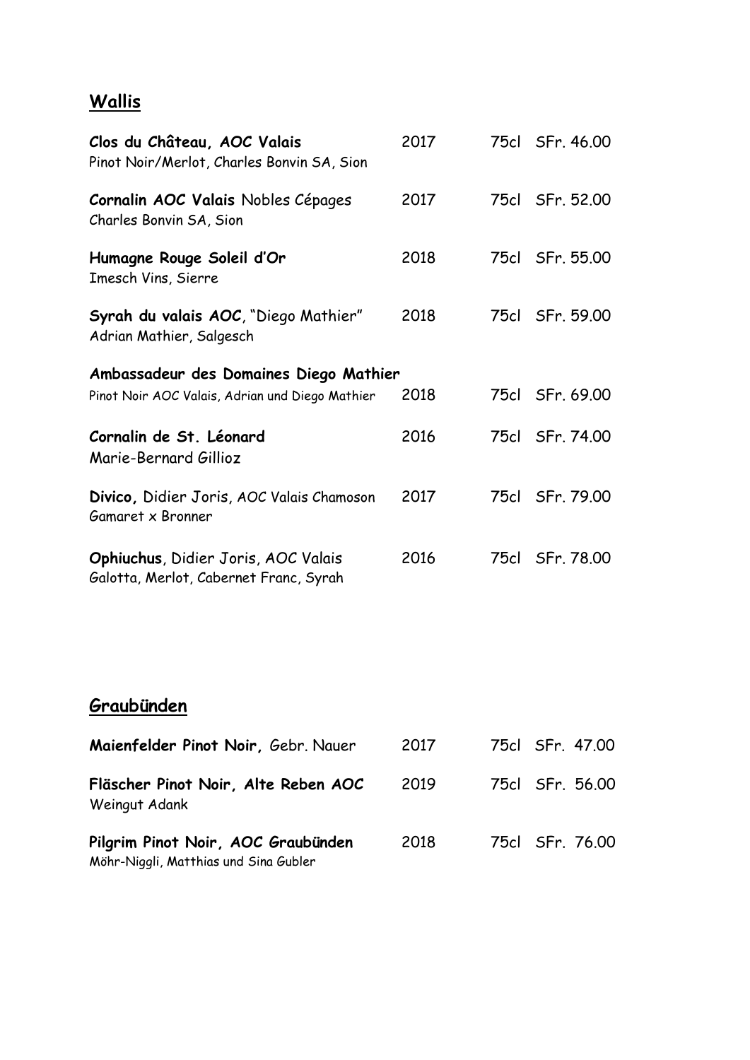## Wallis

| Wein | Jahrgang | Inhalt | Preis |
|---|---|---|---|
| **Clos du Château, AOC Valais**<br>Pinot Noir/Merlot, Charles Bonvin SA, Sion | 2017 | 75cl | SFr. 46.00 |
| **Cornalin AOC Valais** Nobles Cépages<br>Charles Bonvin SA, Sion | 2017 | 75cl | SFr. 52.00 |
| **Humagne Rouge Soleil d'Or**<br>Imesch Vins, Sierre | 2018 | 75cl | SFr. 55.00 |
| **Syrah du valais AOC**, "Diego Mathier"<br>Adrian Mathier, Salgesch | 2018 | 75cl | SFr. 59.00 |
| **Ambassadeur des Domaines Diego Mathier**<br>Pinot Noir AOC Valais, Adrian und Diego Mathier | 2018 | 75cl | SFr. 69.00 |
| **Cornalin de St. Léonard**<br>Marie-Bernard Gillioz | 2016 | 75cl | SFr. 74.00 |
| **Divico,** Didier Joris, AOC Valais Chamoson<br>Gamaret x Bronner | 2017 | 75cl | SFr. 79.00 |
| **Ophiuchus**, Didier Joris, AOC Valais<br>Galotta, Merlot, Cabernet Franc, Syrah | 2016 | 75cl | SFr. 78.00 |

## Graubünden

| Wein | Jahrgang | Inhalt | Preis |
|---|---|---|---|
| **Maienfelder Pinot Noir,** Gebr. Nauer | 2017 | 75cl | SFr. 47.00 |
| **Fläscher Pinot Noir, Alte Reben AOC**<br>Weingut Adank | 2019 | 75cl | SFr. 56.00 |
| **Pilgrim Pinot Noir, AOC Graubünden**<br>Möhr-Niggli, Matthias und Sina Gubler | 2018 | 75cl | SFr. 76.00 |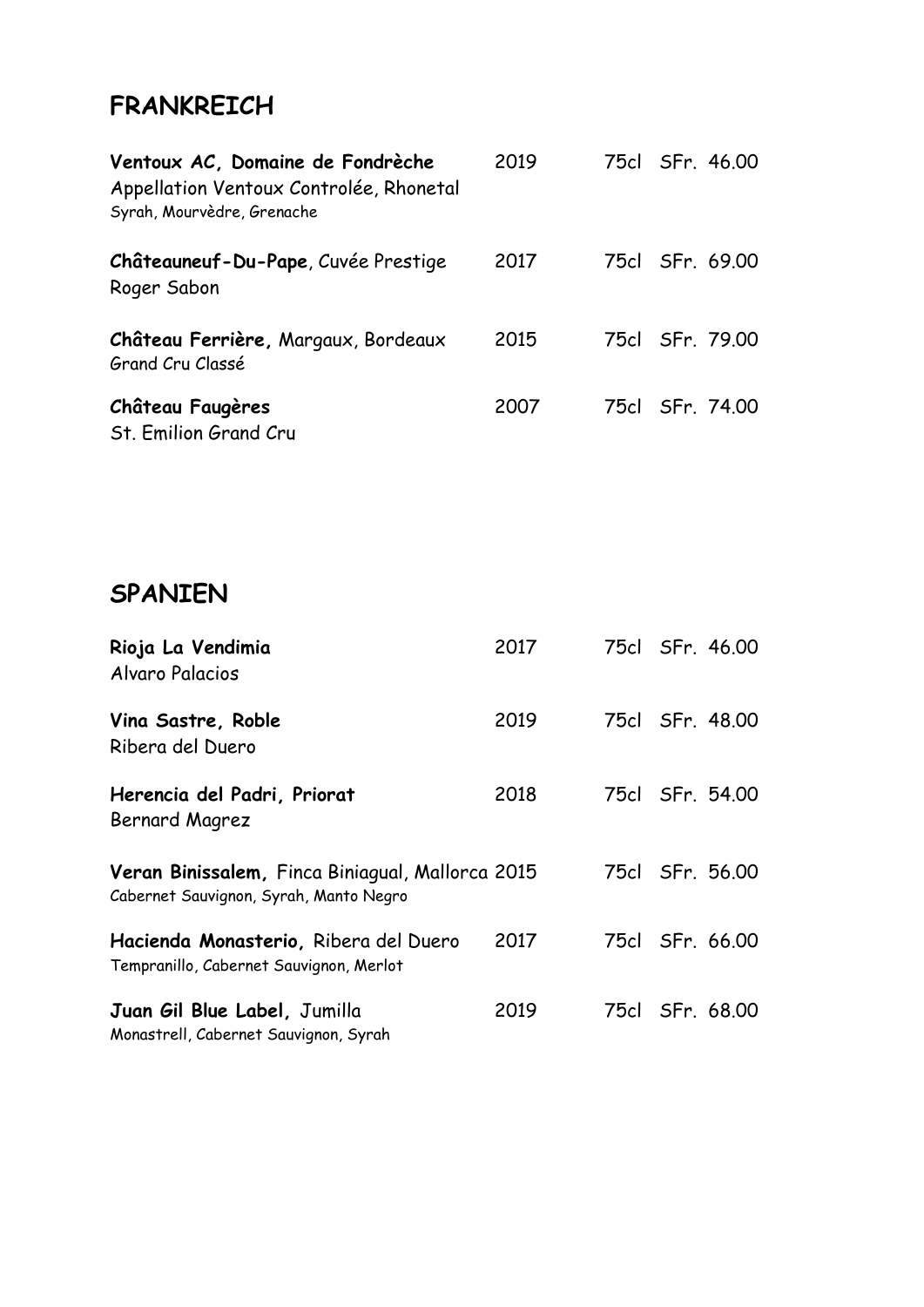## FRANKREICH

| | | | |
|---|---|---|---|
| **Ventoux AC, Domaine de Fondrèche**<br>Appellation Ventoux Controlée, Rhonetal<br>Syrah, Mourvèdre, Grenache | 2019 | 75cl | SFr. 46.00 |
| **Châteauneuf-Du-Pape**, Cuvée Prestige<br>Roger Sabon | 2017 | 75cl | SFr. 69.00 |
| **Château Ferrière,** Margaux, Bordeaux<br>Grand Cru Classé | 2015 | 75cl | SFr. 79.00 |
| **Château Faugères**<br>St. Emilion Grand Cru | 2007 | 75cl | SFr. 74.00 |

## SPANIEN

| | | | |
|---|---|---|---|
| **Rioja La Vendimia**<br>Alvaro Palacios | 2017 | 75cl | SFr. 46.00 |
| **Vina Sastre, Roble**<br>Ribera del Duero | 2019 | 75cl | SFr. 48.00 |
| **Herencia del Padri, Priorat**<br>Bernard Magrez | 2018 | 75cl | SFr. 54.00 |
| **Veran Binissalem,** Finca Biniagual, Mallorca<br>Cabernet Sauvignon, Syrah, Manto Negro | 2015 | 75cl | SFr. 56.00 |
| **Hacienda Monasterio,** Ribera del Duero<br>Tempranillo, Cabernet Sauvignon, Merlot | 2017 | 75cl | SFr. 66.00 |
| **Juan Gil Blue Label,** Jumilla<br>Monastrell, Cabernet Sauvignon, Syrah | 2019 | 75cl | SFr. 68.00 |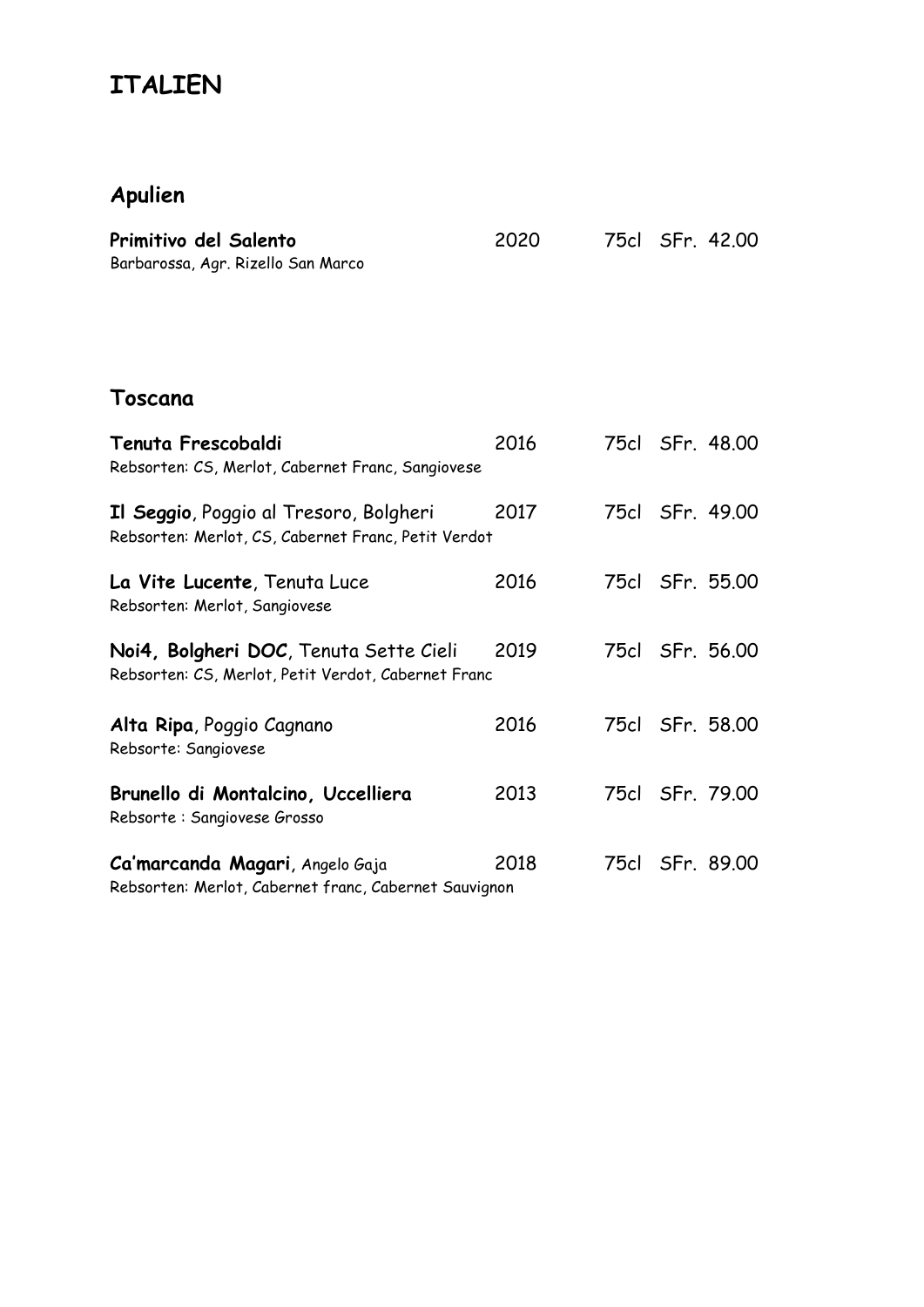# ITALIEN

## Apulien

**Primitivo del Salento** 2020 75cl SFr. 42.00
Barbarossa, Agr. Rizello San Marco

## Toscana

**Tenuta Frescobaldi** 2016 75cl SFr. 48.00
Rebsorten: CS, Merlot, Cabernet Franc, Sangiovese

**Il Seggio**, Poggio al Tresoro, Bolgheri 2017 75cl SFr. 49.00
Rebsorten: Merlot, CS, Cabernet Franc, Petit Verdot

**La Vite Lucente**, Tenuta Luce 2016 75cl SFr. 55.00
Rebsorten: Merlot, Sangiovese

**Noi4, Bolgheri DOC**, Tenuta Sette Cieli 2019 75cl SFr. 56.00
Rebsorten: CS, Merlot, Petit Verdot, Cabernet Franc

**Alta Ripa**, Poggio Cagnano 2016 75cl SFr. 58.00
Rebsorte: Sangiovese

**Brunello di Montalcino, Uccelliera** 2013 75cl SFr. 79.00
Rebsorte : Sangiovese Grosso

**Ca'marcanda Magari**, Angelo Gaja 2018 75cl SFr. 89.00
Rebsorten: Merlot, Cabernet franc, Cabernet Sauvignon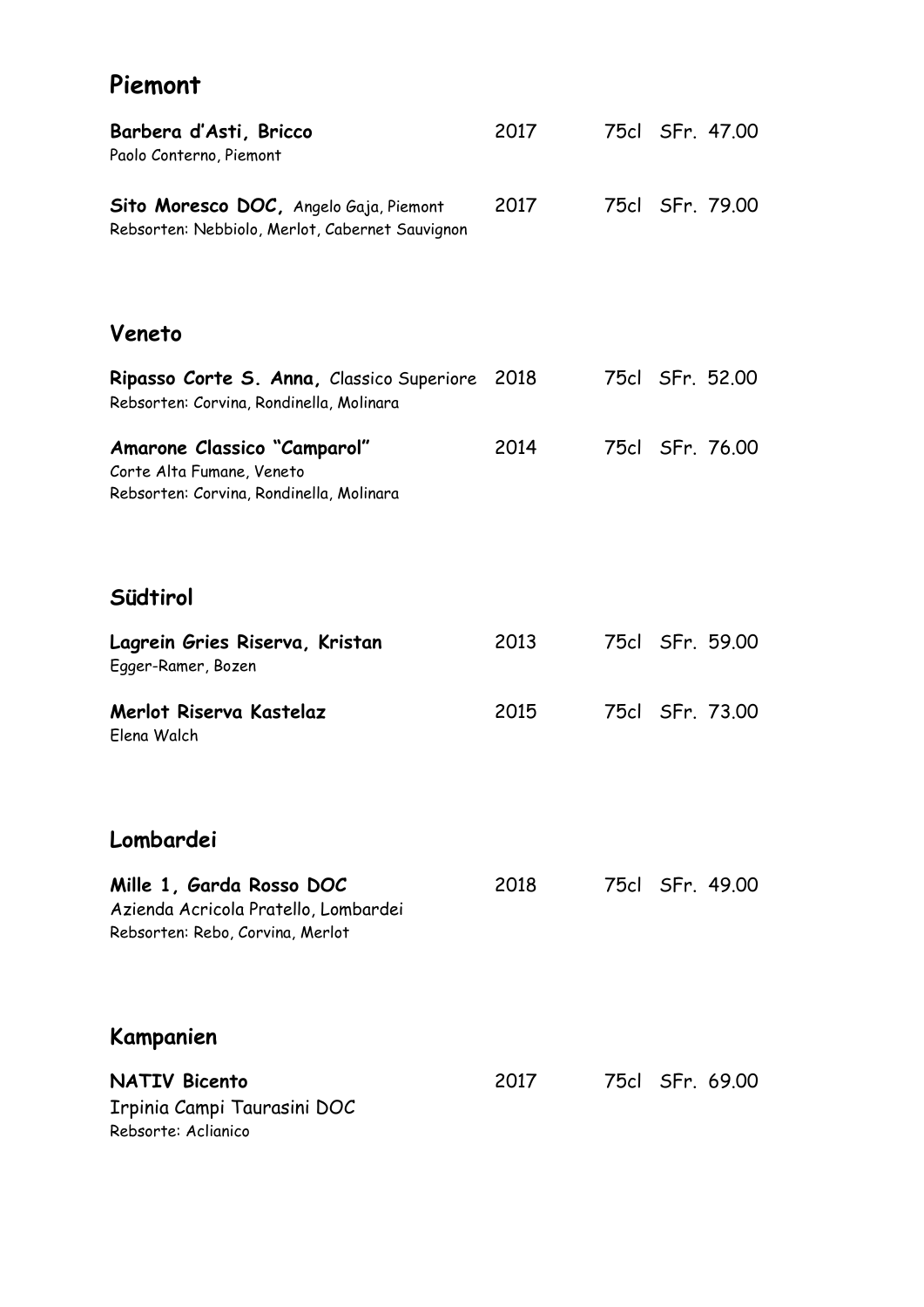## Piemont

**Barbera d'Asti, Bricco** 2017 75cl SFr. 47.00
Paolo Conterno, Piemont

**Sito Moresco DOC,** Angelo Gaja, Piemont 2017 75cl SFr. 79.00
Rebsorten: Nebbiolo, Merlot, Cabernet Sauvignon

## Veneto

**Ripasso Corte S. Anna,** Classico Superiore 2018 75cl SFr. 52.00
Rebsorten: Corvina, Rondinella, Molinara

**Amarone Classico "Camparol"** 2014 75cl SFr. 76.00
Corte Alta Fumane, Veneto
Rebsorten: Corvina, Rondinella, Molinara

## Südtirol

**Lagrein Gries Riserva, Kristan** 2013 75cl SFr. 59.00
Egger-Ramer, Bozen

**Merlot Riserva Kastelaz** 2015 75cl SFr. 73.00
Elena Walch

## Lombardei

**Mille 1, Garda Rosso DOC** 2018 75cl SFr. 49.00
Azienda Acricola Pratello, Lombardei
Rebsorten: Rebo, Corvina, Merlot

## Kampanien

**NATIV Bicento** 2017 75cl SFr. 69.00
Irpinia Campi Taurasini DOC
Rebsorte: Aclianico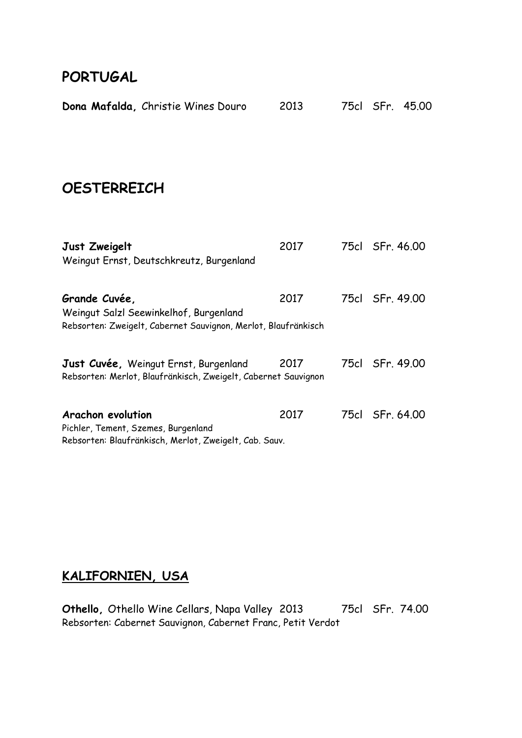## PORTUGAL

**Dona Mafalda,** Christie Wines Douro 2013 75cl SFr. 45.00

## OESTERREICH

**Just Zweigelt** 2017 75cl SFr. 46.00
Weingut Ernst, Deutschkreutz, Burgenland

**Grande Cuvée,** 2017 75cl SFr. 49.00
Weingut Salzl Seewinkelhof, Burgenland
Rebsorten: Zweigelt, Cabernet Sauvignon, Merlot, Blaufränkisch

**Just Cuvée,** Weingut Ernst, Burgenland 2017 75cl SFr. 49.00
Rebsorten: Merlot, Blaufränkisch, Zweigelt, Cabernet Sauvignon

**Arachon evolution** 2017 75cl SFr. 64.00
Pichler, Tement, Szemes, Burgenland
Rebsorten: Blaufränkisch, Merlot, Zweigelt, Cab. Sauv.

## KALIFORNIEN, USA

**Othello,** Othello Wine Cellars, Napa Valley 2013 75cl SFr. 74.00
Rebsorten: Cabernet Sauvignon, Cabernet Franc, Petit Verdot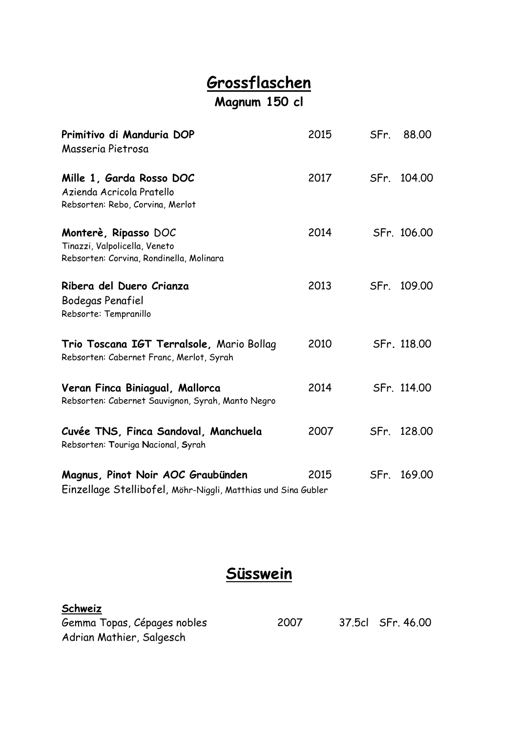# Grossflaschen

## Magnum 150 cl

| | | |
|---|---|---|
| **Primitivo di Manduria DOP**<br>Masseria Pietrosa | 2015 | SFr. 88.00 |
| **Mille 1, Garda Rosso DOC**<br>Azienda Acricola Pratello<br>Rebsorten: Rebo, Corvina, Merlot | 2017 | SFr. 104.00 |
| **Monterè, Ripasso** DOC<br>Tinazzi, Valpolicella, Veneto<br>Rebsorten: Corvina, Rondinella, Molinara | 2014 | SFr. 106.00 |
| **Ribera del Duero Crianza**<br>Bodegas Penafiel<br>Rebsorte: Tempranillo | 2013 | SFr. 109.00 |
| **Trio Toscana IGT Terralsole,** Mario Bollag<br>Rebsorten: Cabernet Franc, Merlot, Syrah | 2010 | SFr. 118.00 |
| **Veran Finca Biniagual, Mallorca**<br>Rebsorten: Cabernet Sauvignon, Syrah, Manto Negro | 2014 | SFr. 114.00 |
| **Cuvée TNS, Finca Sandoval, Manchuela**<br>Rebsorten: **T**ouriga **N**acional, **S**yrah | 2007 | SFr. 128.00 |
| **Magnus, Pinot Noir AOC Graubünden**<br>Einzellage Stellibofel, Möhr-Niggli, Matthias und Sina Gubler | 2015 | SFr. 169.00 |

# Süsswein

**Schweiz**

| | | | |
|---|---|---|---|
| Gemma Topas, Cépages nobles<br>Adrian Mathier, Salgesch | 2007 | 37.5cl | SFr. 46.00 |